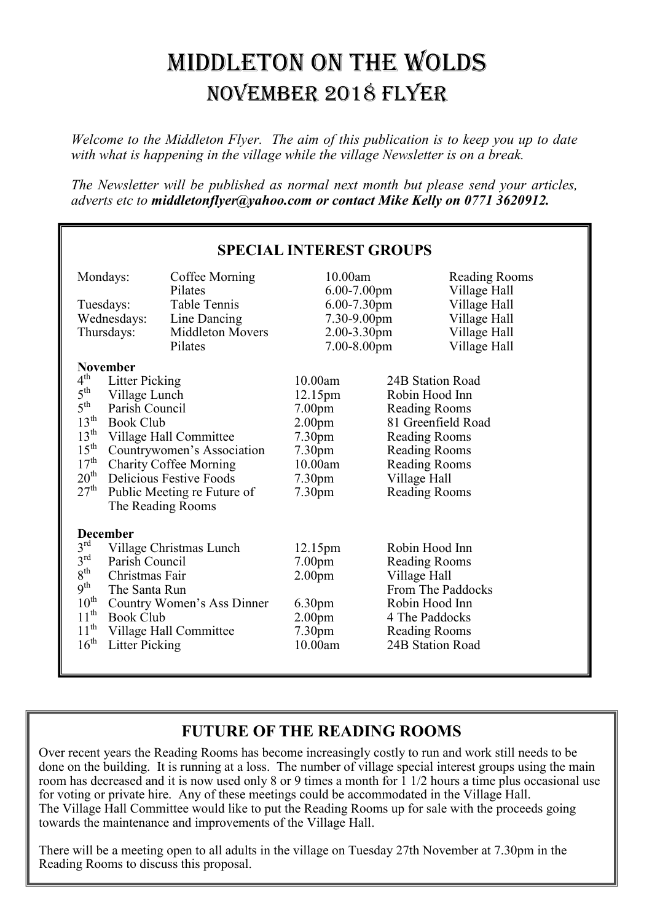# MIDDLETON ON THE WOLDS
## NOVEMBER 2018 FLYER

*Welcome to the Middleton Flyer. The aim of this publication is to keep you up to date with what is happening in the village while the village Newsletter is on a break.*

*The Newsletter will be published as normal next month but please send your articles, adverts etc to* ***middletonflyer@yahoo.com or contact Mike Kelly on 0771 3620912.***

### SPECIAL INTEREST GROUPS

| Day | Group | Time | Venue |
|---|---|---|---|
| Mondays: | Coffee Morning | 10.00am | Reading Rooms |
| | Pilates | 6.00-7.00pm | Village Hall |
| Tuesdays: | Table Tennis | 6.00-7.30pm | Village Hall |
| Wednesdays: | Line Dancing | 7.30-9.00pm | Village Hall |
| Thursdays: | Middleton Movers | 2.00-3.30pm | Village Hall |
| | Pilates | 7.00-8.00pm | Village Hall |

**November**

| Date | Event | Time | Venue |
|---|---|---|---|
| 4th | Litter Picking | 10.00am | 24B Station Road |
| 5th | Village Lunch | 12.15pm | Robin Hood Inn |
| 5th | Parish Council | 7.00pm | Reading Rooms |
| 13th | Book Club | 2.00pm | 81 Greenfield Road |
| 13th | Village Hall Committee | 7.30pm | Reading Rooms |
| 15th | Countrywomen's Association | 7.30pm | Reading Rooms |
| 17th | Charity Coffee Morning | 10.00am | Reading Rooms |
| 20th | Delicious Festive Foods | 7.30pm | Village Hall |
| 27th | Public Meeting re Future of The Reading Rooms | 7.30pm | Reading Rooms |

**December**

| Date | Event | Time | Venue |
|---|---|---|---|
| 3rd | Village Christmas Lunch | 12.15pm | Robin Hood Inn |
| 3rd | Parish Council | 7.00pm | Reading Rooms |
| 8th | Christmas Fair | 2.00pm | Village Hall |
| 9th | The Santa Run | | From The Paddocks |
| 10th | Country Women's Ass Dinner | 6.30pm | Robin Hood Inn |
| 11th | Book Club | 2.00pm | 4 The Paddocks |
| 11th | Village Hall Committee | 7.30pm | Reading Rooms |
| 16th | Litter Picking | 10.00am | 24B Station Road |

### FUTURE OF THE READING ROOMS

Over recent years the Reading Rooms has become increasingly costly to run and work still needs to be done on the building. It is running at a loss. The number of village special interest groups using the main room has decreased and it is now used only 8 or 9 times a month for 1 1/2 hours a time plus occasional use for voting or private hire. Any of these meetings could be accommodated in the Village Hall.
The Village Hall Committee would like to put the Reading Rooms up for sale with the proceeds going towards the maintenance and improvements of the Village Hall.

There will be a meeting open to all adults in the village on Tuesday 27th November at 7.30pm in the Reading Rooms to discuss this proposal.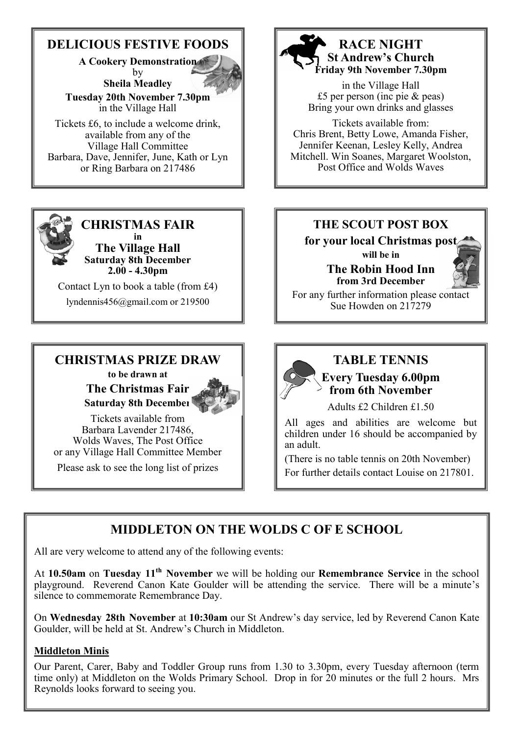## DELICIOUS FESTIVE FOODS

**A Cookery Demonstration**
by
**Sheila Meadley**

**Tuesday 20th November 7.30pm**
in the Village Hall

Tickets £6, to include a welcome drink, available from any of the Village Hall Committee
Barbara, Dave, Jennifer, June, Kath or Lyn
or Ring Barbara on 217486

## RACE NIGHT

**St Andrew's Church**
**Friday 9th November 7.30pm**

in the Village Hall
£5 per person (inc pie & peas)
Bring your own drinks and glasses

Tickets available from:
Chris Brent, Betty Lowe, Amanda Fisher, Jennifer Keenan, Lesley Kelly, Andrea Mitchell. Win Soanes, Margaret Woolston, Post Office and Wolds Waves

## CHRISTMAS FAIR

**in**
**The Village Hall**
**Saturday 8th December**
**2.00 - 4.30pm**

Contact Lyn to book a table (from £4)
lyndennis456@gmail.com or 219500

## THE SCOUT POST BOX

**for your local Christmas post**
**will be in**
**The Robin Hood Inn**
**from 3rd December**

For any further information please contact Sue Howden on 217279

## CHRISTMAS PRIZE DRAW

**to be drawn at**
**The Christmas Fair**
**Saturday 8th December**

Tickets available from
Barbara Lavender 217486,
Wolds Waves, The Post Office
or any Village Hall Committee Member

Please ask to see the long list of prizes

## TABLE TENNIS

**Every Tuesday 6.00pm**
**from 6th November**

Adults £2 Children £1.50

All ages and abilities are welcome but children under 16 should be accompanied by an adult.

(There is no table tennis on 20th November)

For further details contact Louise on 217801.

## MIDDLETON ON THE WOLDS C OF E SCHOOL

All are very welcome to attend any of the following events:

At **10.50am** on **Tuesday 11th November** we will be holding our **Remembrance Service** in the school playground. Reverend Canon Kate Goulder will be attending the service. There will be a minute's silence to commemorate Remembrance Day.

On **Wednesday 28th November** at **10:30am** our St Andrew's day service, led by Reverend Canon Kate Goulder, will be held at St. Andrew's Church in Middleton.

**Middleton Minis**

Our Parent, Carer, Baby and Toddler Group runs from 1.30 to 3.30pm, every Tuesday afternoon (term time only) at Middleton on the Wolds Primary School. Drop in for 20 minutes or the full 2 hours. Mrs Reynolds looks forward to seeing you.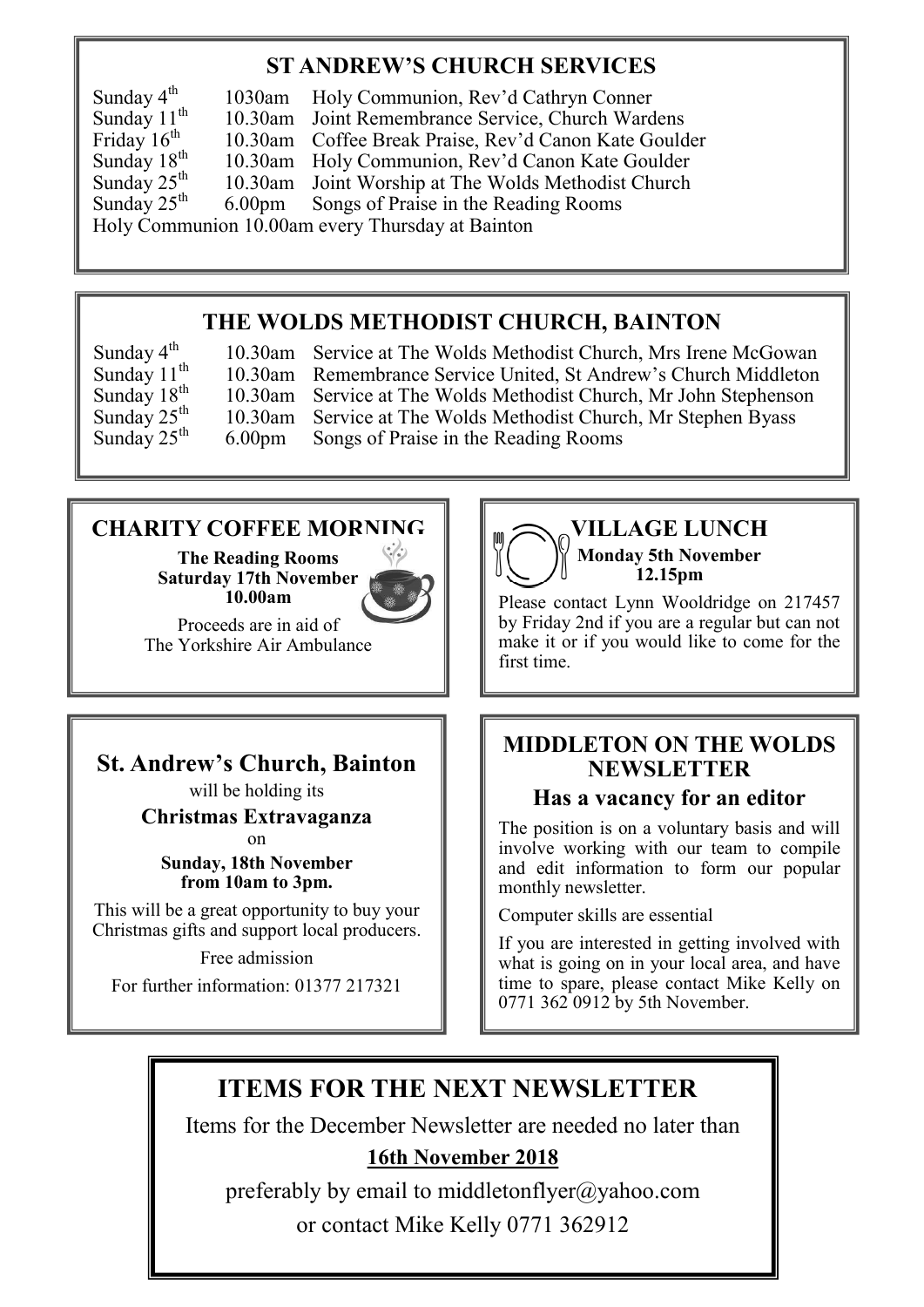## ST ANDREW'S CHURCH SERVICES

| | | |
|---|---|---|
| Sunday 4th | 1030am | Holy Communion, Rev'd Cathryn Conner |
| Sunday 11th | 10.30am | Joint Remembrance Service, Church Wardens |
| Friday 16th | 10.30am | Coffee Break Praise, Rev'd Canon Kate Goulder |
| Sunday 18th | 10.30am | Holy Communion, Rev'd Canon Kate Goulder |
| Sunday 25th | 10.30am | Joint Worship at The Wolds Methodist Church |
| Sunday 25th | 6.00pm | Songs of Praise in the Reading Rooms |

Holy Communion 10.00am every Thursday at Bainton

## THE WOLDS METHODIST CHURCH, BAINTON

| | | |
|---|---|---|
| Sunday 4th | 10.30am | Service at The Wolds Methodist Church, Mrs Irene McGowan |
| Sunday 11th | 10.30am | Remembrance Service United, St Andrew's Church Middleton |
| Sunday 18th | 10.30am | Service at The Wolds Methodist Church, Mr John Stephenson |
| Sunday 25th | 10.30am | Service at The Wolds Methodist Church, Mr Stephen Byass |
| Sunday 25th | 6.00pm | Songs of Praise in the Reading Rooms |

## CHARITY COFFEE MORNING

**The Reading Rooms**
**Saturday 17th November**
**10.00am**

Proceeds are in aid of
The Yorkshire Air Ambulance

## VILLAGE LUNCH

**Monday 5th November**
**12.15pm**

Please contact Lynn Wooldridge on 217457 by Friday 2nd if you are a regular but can not make it or if you would like to come for the first time.

## St. Andrew's Church, Bainton

will be holding its

**Christmas Extravaganza**

on

**Sunday, 18th November**
**from 10am to 3pm.**

This will be a great opportunity to buy your Christmas gifts and support local producers.

Free admission

For further information: 01377 217321

## MIDDLETON ON THE WOLDS NEWSLETTER

### Has a vacancy for an editor

The position is on a voluntary basis and will involve working with our team to compile and edit information to form our popular monthly newsletter.

Computer skills are essential

If you are interested in getting involved with what is going on in your local area, and have time to spare, please contact Mike Kelly on 0771 362 0912 by 5th November.

## ITEMS FOR THE NEXT NEWSLETTER

Items for the December Newsletter are needed no later than

**16th November 2018**

preferably by email to middletonflyer@yahoo.com

or contact Mike Kelly 0771 362912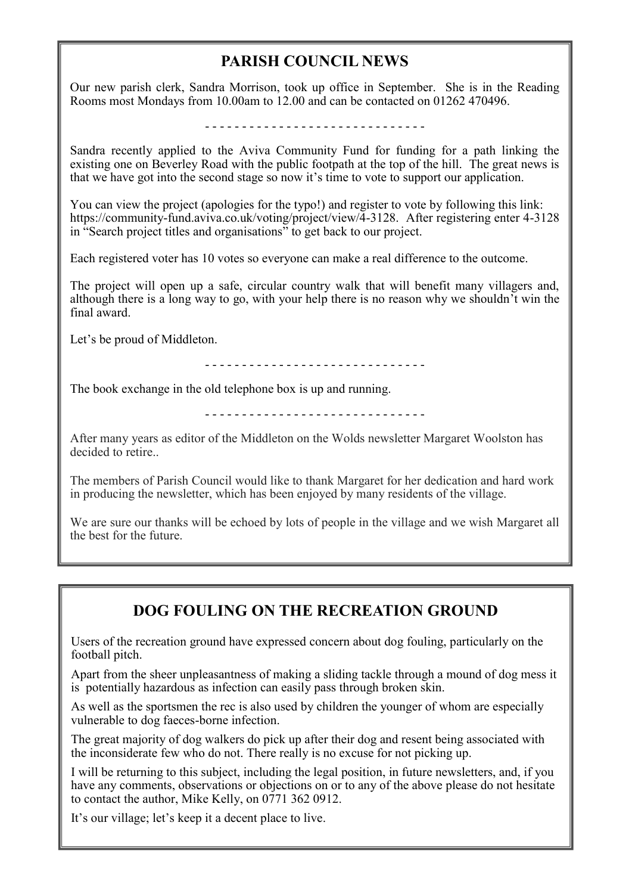## PARISH COUNCIL NEWS

Our new parish clerk, Sandra Morrison, took up office in September. She is in the Reading Rooms most Mondays from 10.00am to 12.00 and can be contacted on 01262 470496.

- - - - - - - - - - - - - - - - - - - - - - - - - - - - - -

Sandra recently applied to the Aviva Community Fund for funding for a path linking the existing one on Beverley Road with the public footpath at the top of the hill. The great news is that we have got into the second stage so now it's time to vote to support our application.

You can view the project (apologies for the typo!) and register to vote by following this link: https://community-fund.aviva.co.uk/voting/project/view/4-3128. After registering enter 4-3128 in "Search project titles and organisations" to get back to our project.

Each registered voter has 10 votes so everyone can make a real difference to the outcome.

The project will open up a safe, circular country walk that will benefit many villagers and, although there is a long way to go, with your help there is no reason why we shouldn't win the final award.

Let's be proud of Middleton.

- - - - - - - - - - - - - - - - - - - - - - - - - - - - - -

The book exchange in the old telephone box is up and running.

- - - - - - - - - - - - - - - - - - - - - - - - - - - - - -

After many years as editor of the Middleton on the Wolds newsletter Margaret Woolston has decided to retire..

The members of Parish Council would like to thank Margaret for her dedication and hard work in producing the newsletter, which has been enjoyed by many residents of the village.

We are sure our thanks will be echoed by lots of people in the village and we wish Margaret all the best for the future.

## DOG FOULING ON THE RECREATION GROUND

Users of the recreation ground have expressed concern about dog fouling, particularly on the football pitch.

Apart from the sheer unpleasantness of making a sliding tackle through a mound of dog mess it is potentially hazardous as infection can easily pass through broken skin.

As well as the sportsmen the rec is also used by children the younger of whom are especially vulnerable to dog faeces-borne infection.

The great majority of dog walkers do pick up after their dog and resent being associated with the inconsiderate few who do not. There really is no excuse for not picking up.

I will be returning to this subject, including the legal position, in future newsletters, and, if you have any comments, observations or objections on or to any of the above please do not hesitate to contact the author, Mike Kelly, on 0771 362 0912.

It's our village; let's keep it a decent place to live.